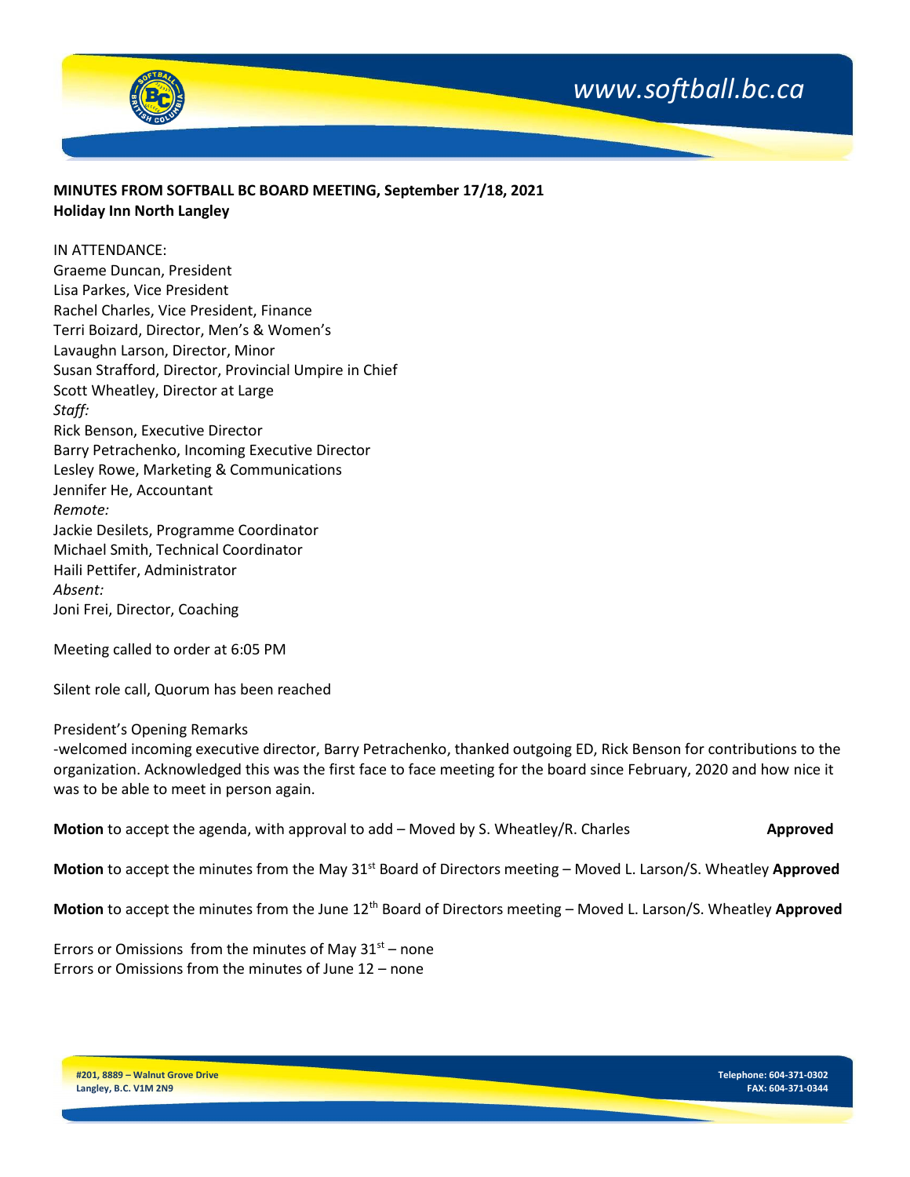**MINUTES FROM SOFTBALL BC BOARD MEETING, September 17/18, 2021**
**Holiday Inn North Langley**

IN ATTENDANCE:
Graeme Duncan, President
Lisa Parkes, Vice President
Rachel Charles, Vice President, Finance
Terri Boizard, Director, Men's & Women's
Lavaughn Larson, Director, Minor
Susan Strafford, Director, Provincial Umpire in Chief
Scott Wheatley, Director at Large
*Staff:*
Rick Benson, Executive Director
Barry Petrachenko, Incoming Executive Director
Lesley Rowe, Marketing & Communications
Jennifer He, Accountant
*Remote:*
Jackie Desilets, Programme Coordinator
Michael Smith, Technical Coordinator
Haili Pettifer, Administrator
*Absent:*
Joni Frei, Director, Coaching

Meeting called to order at 6:05 PM

Silent role call, Quorum has been reached

President's Opening Remarks
-welcomed incoming executive director, Barry Petrachenko, thanked outgoing ED, Rick Benson for contributions to the organization. Acknowledged this was the first face to face meeting for the board since February, 2020 and how nice it was to be able to meet in person again.

**Motion** to accept the agenda, with approval to add – Moved by S. Wheatley/R. Charles **Approved**

**Motion** to accept the minutes from the May 31st Board of Directors meeting – Moved L. Larson/S. Wheatley **Approved**

**Motion** to accept the minutes from the June 12th Board of Directors meeting – Moved L. Larson/S. Wheatley **Approved**

Errors or Omissions from the minutes of May 31st – none
Errors or Omissions from the minutes of June 12 – none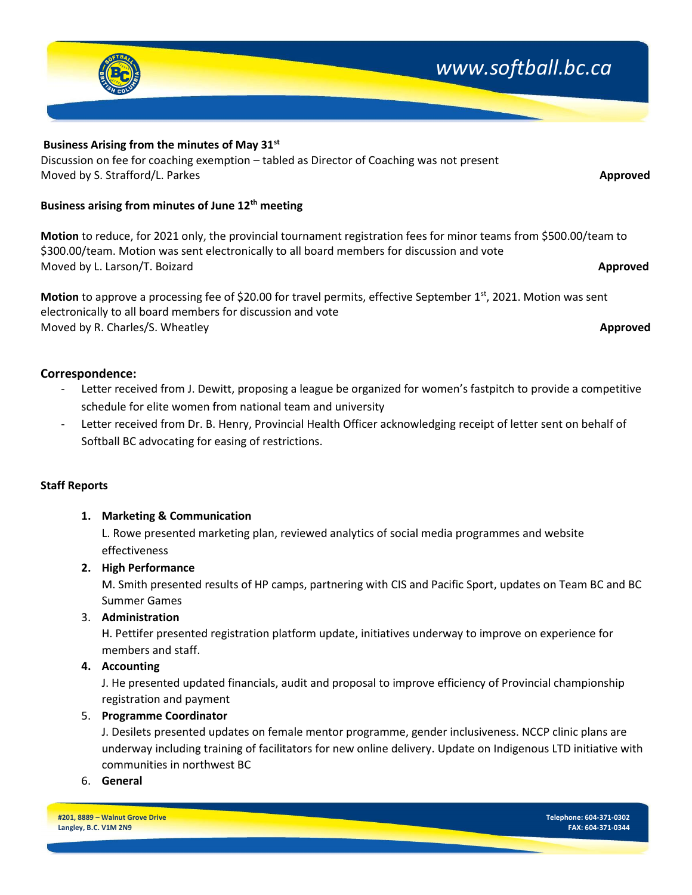**Business Arising from the minutes of May 31st**

Discussion on fee for coaching exemption – tabled as Director of Coaching was not present
Moved by S. Strafford/L. Parkes **Approved**

**Business arising from minutes of June 12th meeting**

**Motion** to reduce, for 2021 only, the provincial tournament registration fees for minor teams from $500.00/team to $300.00/team. Motion was sent electronically to all board members for discussion and vote
Moved by L. Larson/T. Boizard **Approved**

**Motion** to approve a processing fee of $20.00 for travel permits, effective September 1st, 2021. Motion was sent electronically to all board members for discussion and vote
Moved by R. Charles/S. Wheatley **Approved**

## Correspondence:

- Letter received from J. Dewitt, proposing a league be organized for women's fastpitch to provide a competitive schedule for elite women from national team and university
- Letter received from Dr. B. Henry, Provincial Health Officer acknowledging receipt of letter sent on behalf of Softball BC advocating for easing of restrictions.

**Staff Reports**

1. **Marketing & Communication**
   L. Rowe presented marketing plan, reviewed analytics of social media programmes and website effectiveness
2. **High Performance**
   M. Smith presented results of HP camps, partnering with CIS and Pacific Sport, updates on Team BC and BC Summer Games
3. **Administration**
   H. Pettifer presented registration platform update, initiatives underway to improve on experience for members and staff.
4. **Accounting**
   J. He presented updated financials, audit and proposal to improve efficiency of Provincial championship registration and payment
5. **Programme Coordinator**
   J. Desilets presented updates on female mentor programme, gender inclusiveness. NCCP clinic plans are underway including training of facilitators for new online delivery. Update on Indigenous LTD initiative with communities in northwest BC
6. **General**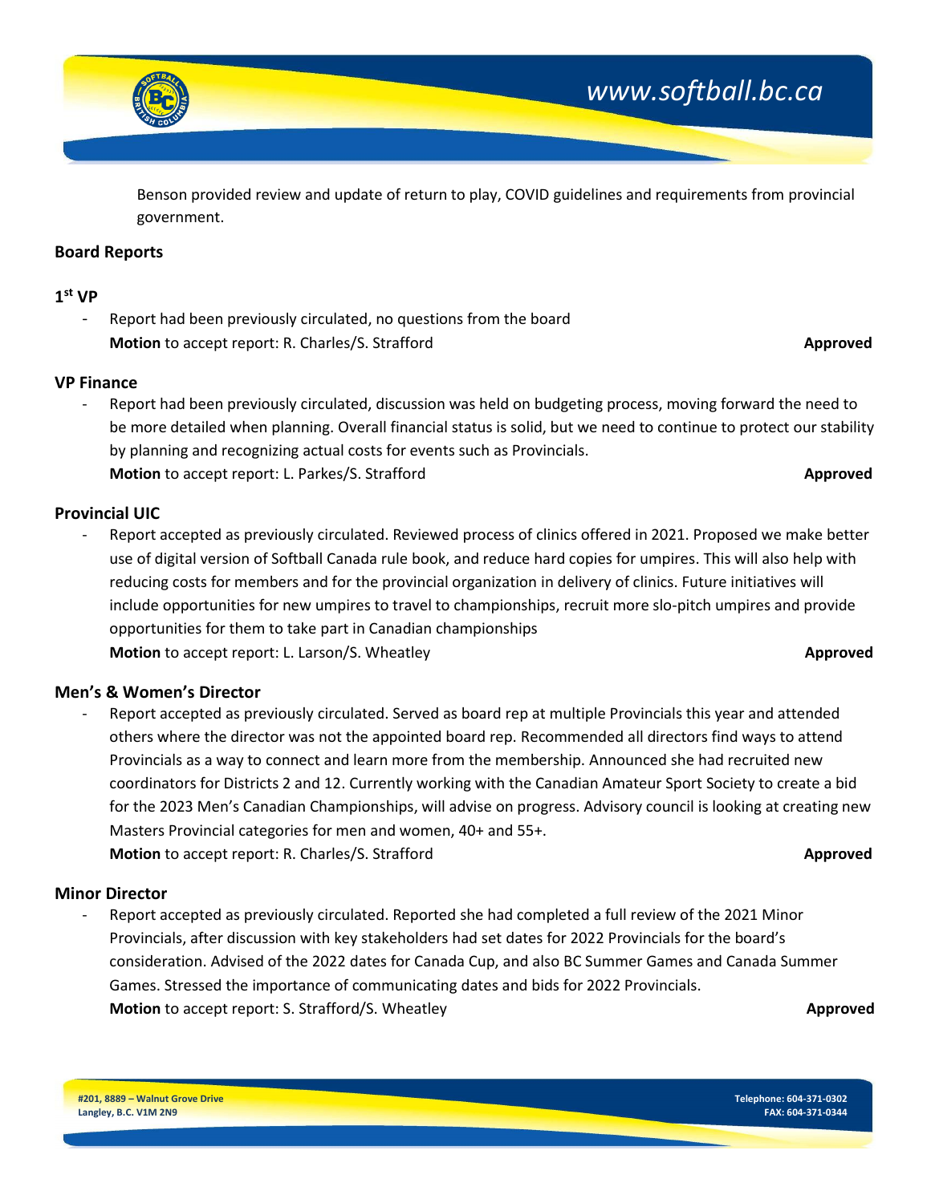Benson provided review and update of return to play, COVID guidelines and requirements from provincial government.

### Board Reports

#### 1st VP

- Report had been previously circulated, no questions from the board
  **Motion** to accept report: R. Charles/S. Strafford **Approved**

#### VP Finance

- Report had been previously circulated, discussion was held on budgeting process, moving forward the need to be more detailed when planning. Overall financial status is solid, but we need to continue to protect our stability by planning and recognizing actual costs for events such as Provincials.
  **Motion** to accept report: L. Parkes/S. Strafford **Approved**

#### Provincial UIC

- Report accepted as previously circulated. Reviewed process of clinics offered in 2021. Proposed we make better use of digital version of Softball Canada rule book, and reduce hard copies for umpires. This will also help with reducing costs for members and for the provincial organization in delivery of clinics. Future initiatives will include opportunities for new umpires to travel to championships, recruit more slo-pitch umpires and provide opportunities for them to take part in Canadian championships
  **Motion** to accept report: L. Larson/S. Wheatley **Approved**

#### Men's & Women's Director

- Report accepted as previously circulated. Served as board rep at multiple Provincials this year and attended others where the director was not the appointed board rep. Recommended all directors find ways to attend Provincials as a way to connect and learn more from the membership. Announced she had recruited new coordinators for Districts 2 and 12. Currently working with the Canadian Amateur Sport Society to create a bid for the 2023 Men's Canadian Championships, will advise on progress. Advisory council is looking at creating new Masters Provincial categories for men and women, 40+ and 55+.
  **Motion** to accept report: R. Charles/S. Strafford **Approved**

#### Minor Director

- Report accepted as previously circulated. Reported she had completed a full review of the 2021 Minor Provincials, after discussion with key stakeholders had set dates for 2022 Provincials for the board's consideration. Advised of the 2022 dates for Canada Cup, and also BC Summer Games and Canada Summer Games. Stressed the importance of communicating dates and bids for 2022 Provincials.
  **Motion** to accept report: S. Strafford/S. Wheatley **Approved**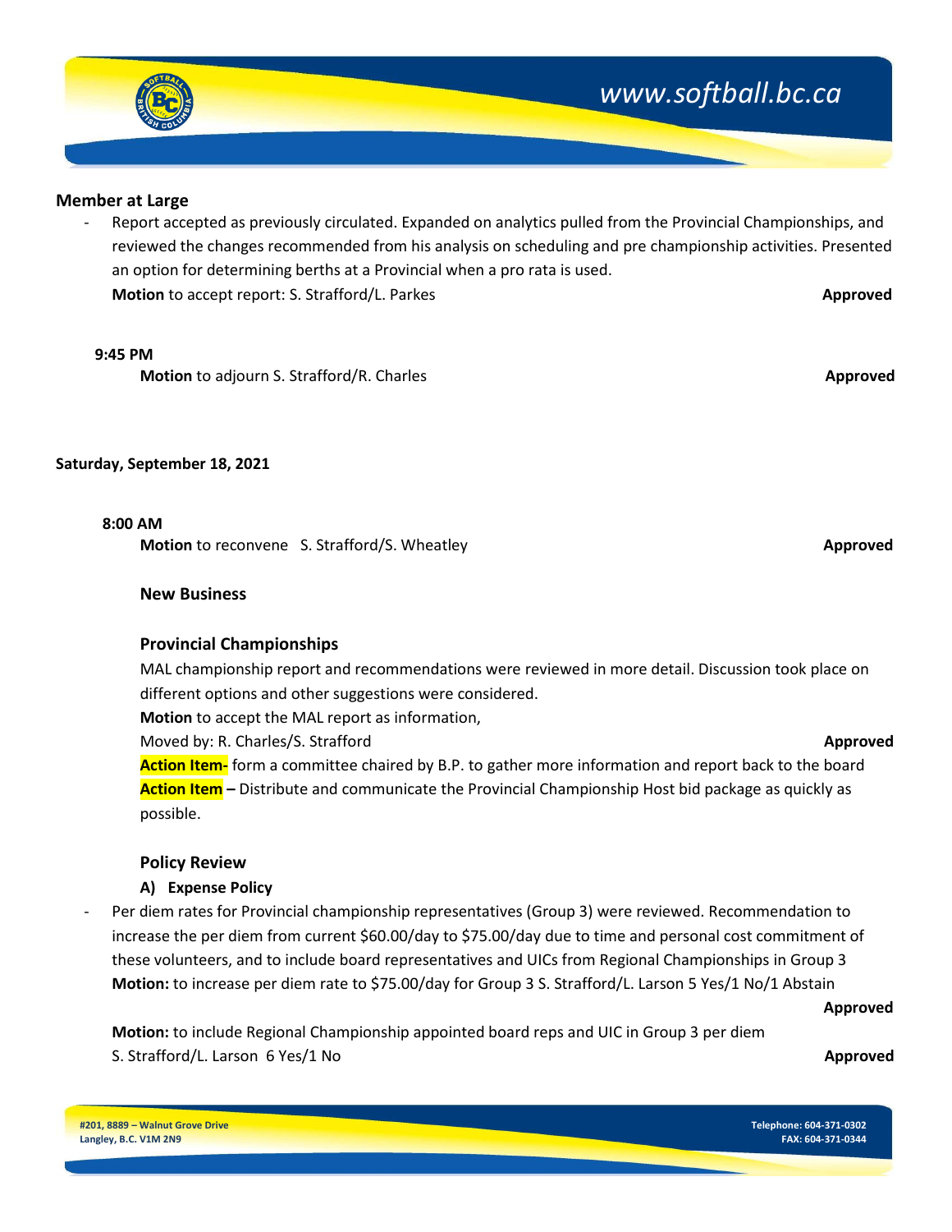**Member at Large**

- Report accepted as previously circulated. Expanded on analytics pulled from the Provincial Championships, and reviewed the changes recommended from his analysis on scheduling and pre championship activities. Presented an option for determining berths at a Provincial when a pro rata is used.
  **Motion** to accept report: S. Strafford/L. Parkes **Approved**

**9:45 PM**

**Motion** to adjourn S. Strafford/R. Charles **Approved**

**Saturday, September 18, 2021**

**8:00 AM**

**Motion** to reconvene S. Strafford/S. Wheatley **Approved**

**New Business**

**Provincial Championships**

MAL championship report and recommendations were reviewed in more detail. Discussion took place on different options and other suggestions were considered.

**Motion** to accept the MAL report as information,

Moved by: R. Charles/S. Strafford **Approved**

**Action Item-** form a committee chaired by B.P. to gather more information and report back to the board

**Action Item –** Distribute and communicate the Provincial Championship Host bid package as quickly as possible.

**Policy Review**

**A) Expense Policy**

- Per diem rates for Provincial championship representatives (Group 3) were reviewed. Recommendation to increase the per diem from current $60.00/day to $75.00/day due to time and personal cost commitment of these volunteers, and to include board representatives and UICs from Regional Championships in Group 3

  **Motion:** to increase per diem rate to $75.00/day for Group 3 S. Strafford/L. Larson 5 Yes/1 No/1 Abstain **Approved**

  **Motion:** to include Regional Championship appointed board reps and UIC in Group 3 per diem S. Strafford/L. Larson 6 Yes/1 No **Approved**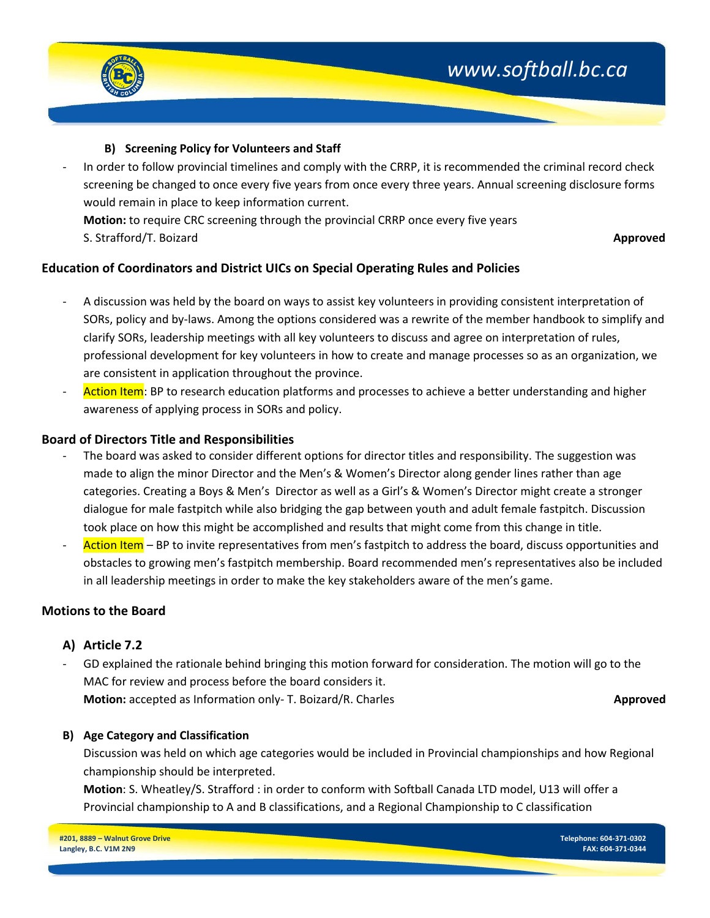### B) Screening Policy for Volunteers and Staff

- In order to follow provincial timelines and comply with the CRRP, it is recommended the criminal record check screening be changed to once every five years from once every three years. Annual screening disclosure forms would remain in place to keep information current.
  **Motion:** to require CRC screening through the provincial CRRP once every five years
  S. Strafford/T. Boizard **Approved**

## Education of Coordinators and District UICs on Special Operating Rules and Policies

- A discussion was held by the board on ways to assist key volunteers in providing consistent interpretation of SORs, policy and by-laws. Among the options considered was a rewrite of the member handbook to simplify and clarify SORs, leadership meetings with all key volunteers to discuss and agree on interpretation of rules, professional development for key volunteers in how to create and manage processes so as an organization, we are consistent in application throughout the province.
- Action Item: BP to research education platforms and processes to achieve a better understanding and higher awareness of applying process in SORs and policy.

## Board of Directors Title and Responsibilities

- The board was asked to consider different options for director titles and responsibility. The suggestion was made to align the minor Director and the Men's & Women's Director along gender lines rather than age categories. Creating a Boys & Men's Director as well as a Girl's & Women's Director might create a stronger dialogue for male fastpitch while also bridging the gap between youth and adult female fastpitch. Discussion took place on how this might be accomplished and results that might come from this change in title.
- Action Item – BP to invite representatives from men's fastpitch to address the board, discuss opportunities and obstacles to growing men's fastpitch membership. Board recommended men's representatives also be included in all leadership meetings in order to make the key stakeholders aware of the men's game.

## Motions to the Board

### A) Article 7.2

- GD explained the rationale behind bringing this motion forward for consideration. The motion will go to the MAC for review and process before the board considers it.
  **Motion:** accepted as Information only- T. Boizard/R. Charles **Approved**

### B) Age Category and Classification

Discussion was held on which age categories would be included in Provincial championships and how Regional championship should be interpreted.

**Motion**: S. Wheatley/S. Strafford : in order to conform with Softball Canada LTD model, U13 will offer a Provincial championship to A and B classifications, and a Regional Championship to C classification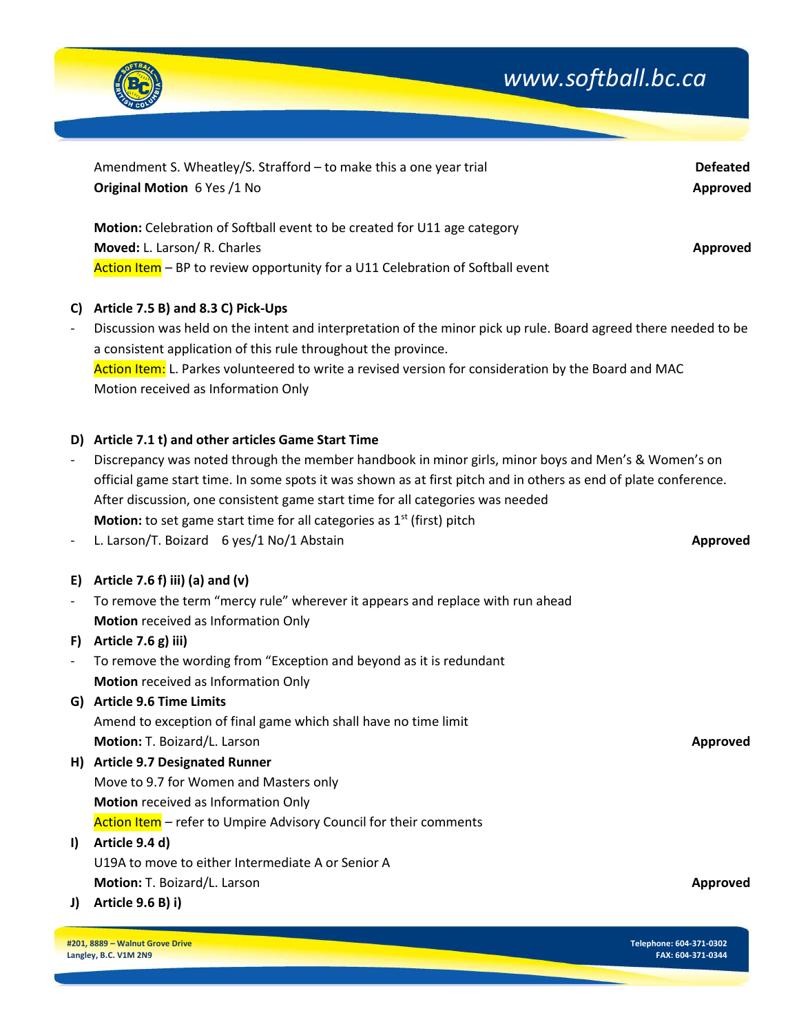Amendment S. Wheatley/S. Strafford – to make this a one year trial **Defeated**

**Original Motion** 6 Yes /1 No **Approved**

**Motion:** Celebration of Softball event to be created for U11 age category

**Moved:** L. Larson/ R. Charles **Approved**

Action Item – BP to review opportunity for a U11 Celebration of Softball event

**C) Article 7.5 B) and 8.3 C) Pick-Ups**

- Discussion was held on the intent and interpretation of the minor pick up rule. Board agreed there needed to be a consistent application of this rule throughout the province.

  Action Item: L. Parkes volunteered to write a revised version for consideration by the Board and MAC

  Motion received as Information Only

**D) Article 7.1 t) and other articles Game Start Time**

- Discrepancy was noted through the member handbook in minor girls, minor boys and Men's & Women's on official game start time. In some spots it was shown as at first pitch and in others as end of plate conference. After discussion, one consistent game start time for all categories was needed

  **Motion:** to set game start time for all categories as 1st (first) pitch

- L. Larson/T. Boizard 6 yes/1 No/1 Abstain **Approved**

**E) Article 7.6 f) iii) (a) and (v)**

- To remove the term "mercy rule" wherever it appears and replace with run ahead

  **Motion** received as Information Only

**F) Article 7.6 g) iii)**

- To remove the wording from "Exception and beyond as it is redundant

  **Motion** received as Information Only

**G) Article 9.6 Time Limits**

Amend to exception of final game which shall have no time limit

**Motion:** T. Boizard/L. Larson **Approved**

**H) Article 9.7 Designated Runner**

Move to 9.7 for Women and Masters only

**Motion** received as Information Only

Action Item – refer to Umpire Advisory Council for their comments

**I) Article 9.4 d)**

U19A to move to either Intermediate A or Senior A

**Motion:** T. Boizard/L. Larson **Approved**

**J) Article 9.6 B) i)**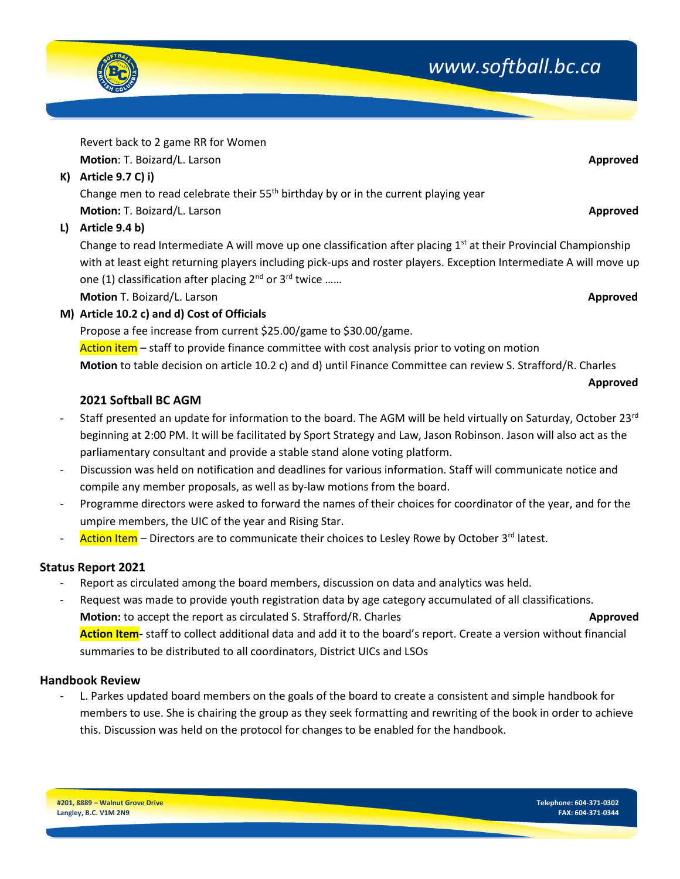Revert back to 2 game RR for Women

**Motion**: T. Boizard/L. Larson **Approved**

**K) Article 9.7 C) i)**

Change men to read celebrate their 55th birthday by or in the current playing year

**Motion:** T. Boizard/L. Larson **Approved**

**L) Article 9.4 b)**

Change to read Intermediate A will move up one classification after placing 1st at their Provincial Championship with at least eight returning players including pick-ups and roster players. Exception Intermediate A will move up one (1) classification after placing 2nd or 3rd twice ……

**Motion** T. Boizard/L. Larson **Approved**

**M) Article 10.2 c) and d) Cost of Officials**

Propose a fee increase from current $25.00/game to $30.00/game.

Action item – staff to provide finance committee with cost analysis prior to voting on motion

**Motion** to table decision on article 10.2 c) and d) until Finance Committee can review S. Strafford/R. Charles **Approved**

**2021 Softball BC AGM**

- Staff presented an update for information to the board. The AGM will be held virtually on Saturday, October 23rd beginning at 2:00 PM. It will be facilitated by Sport Strategy and Law, Jason Robinson. Jason will also act as the parliamentary consultant and provide a stable stand alone voting platform.
- Discussion was held on notification and deadlines for various information. Staff will communicate notice and compile any member proposals, as well as by-law motions from the board.
- Programme directors were asked to forward the names of their choices for coordinator of the year, and for the umpire members, the UIC of the year and Rising Star.
- Action Item – Directors are to communicate their choices to Lesley Rowe by October 3rd latest.

## Status Report 2021

- Report as circulated among the board members, discussion on data and analytics was held.
- Request was made to provide youth registration data by age category accumulated of all classifications.

  **Motion:** to accept the report as circulated S. Strafford/R. Charles **Approved**

  **Action Item-** staff to collect additional data and add it to the board's report. Create a version without financial summaries to be distributed to all coordinators, District UICs and LSOs

## Handbook Review

- L. Parkes updated board members on the goals of the board to create a consistent and simple handbook for members to use. She is chairing the group as they seek formatting and rewriting of the book in order to achieve this. Discussion was held on the protocol for changes to be enabled for the handbook.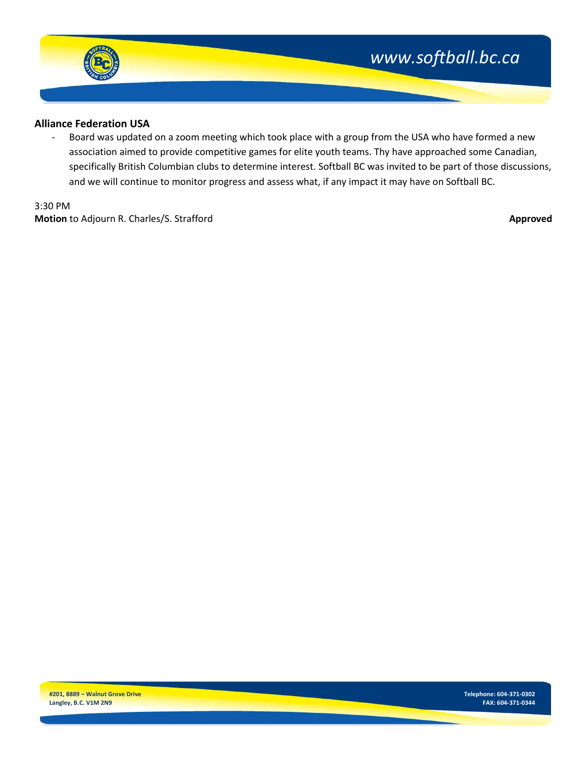**Alliance Federation USA**

- Board was updated on a zoom meeting which took place with a group from the USA who have formed a new association aimed to provide competitive games for elite youth teams. Thy have approached some Canadian, specifically British Columbian clubs to determine interest. Softball BC was invited to be part of those discussions, and we will continue to monitor progress and assess what, if any impact it may have on Softball BC.

3:30 PM

**Motion** to Adjourn R. Charles/S. Strafford **Approved**